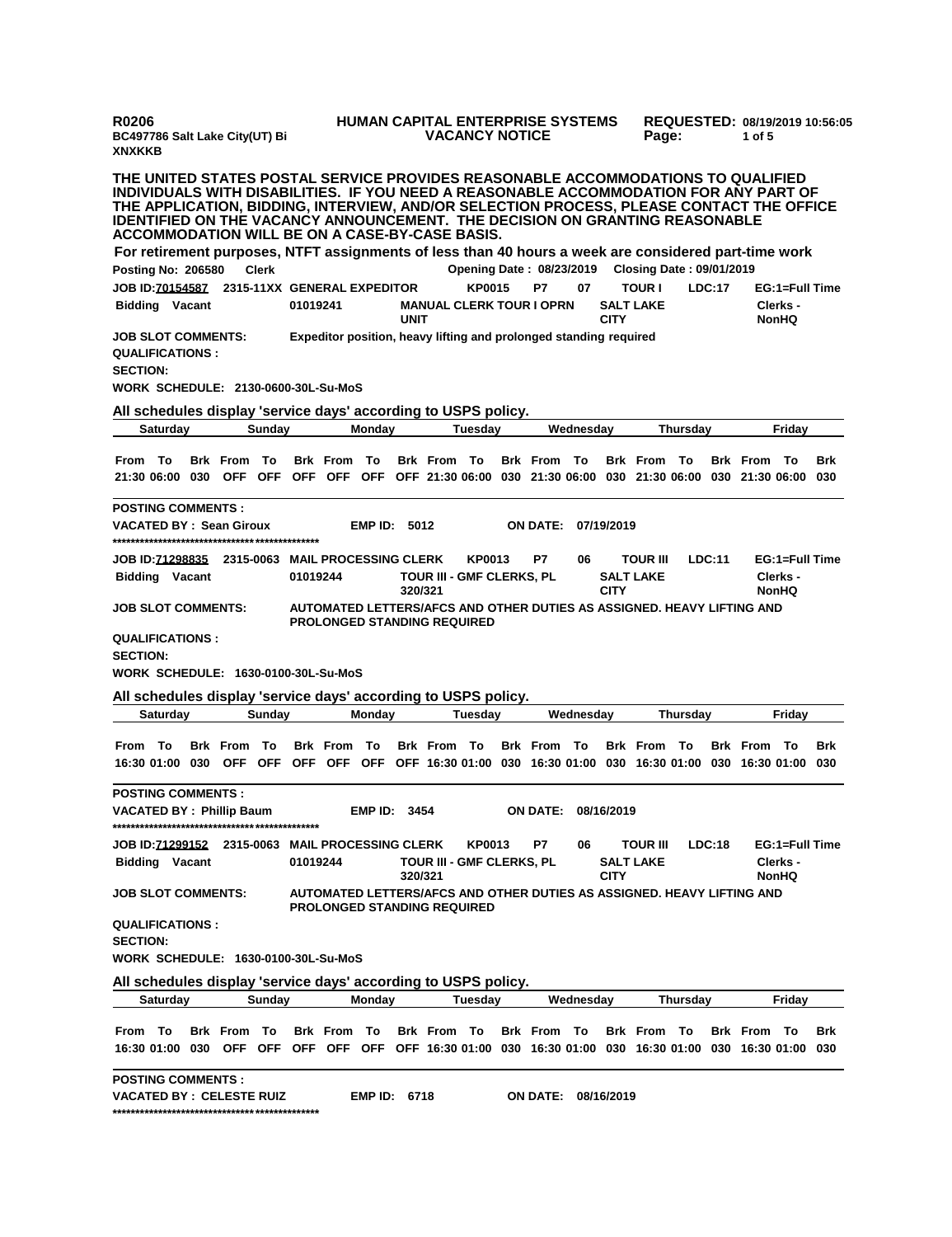R0206 HUMAN CAPITAL ENTERPRISE SYSTEMS REQUESTED: 08/19/2019 10:56:05
BC497786 Salt Lake City(UT) Bi VACANCY NOTICE
XNXKKB

**THE UNITED STATES POSTAL SERVICE PROVIDES REASONABLE ACCOMMODATIONS TO QUALIFIED INDIVIDUALS WITH DISABILITIES. IF YOU NEED A REASONABLE ACCOMMODATION FOR ANY PART OF THE APPLICATION, BIDDING, INTERVIEW, AND/OR SELECTION PROCESS, PLEASE CONTACT THE OFFICE IDENTIFIED ON THE VACANCY ANNOUNCEMENT. THE DECISION ON GRANTING REASONABLE ACCOMMODATION WILL BE ON A CASE-BY-CASE BASIS.**

**For retirement purposes, NTFT assignments of less than 40 hours a week are considered part-time work**

**Posting No: 206580** **Clerk** **Opening Date : 08/23/2019** **Closing Date : 09/01/2019**

**JOB ID:70154587** 2315-11XX GENERAL EXPEDITOR KP0015 P7 07 TOUR I LDC:17 EG:1=Full Time
Bidding Vacant 01019241 MANUAL CLERK TOUR I OPRN UNIT SALT LAKE CITY Clerks - NonHQ

**JOB SLOT COMMENTS:** Expeditor position, heavy lifting and prolonged standing required
**QUALIFICATIONS :**
**SECTION:**
**WORK SCHEDULE:** 2130-0600-30L-Su-MoS

**All schedules display 'service days' according to USPS policy.**

| Saturday | | | Sunday | | | Monday | | | Tuesday | | | Wednesday | | | Thursday | | | Friday | | |
|---|---|---|---|---|---|---|---|---|---|---|---|---|---|---|---|---|---|---|---|---|
| From | To | Brk | From | To | Brk | From | To | Brk | From | To | Brk | From | To | Brk | From | To | Brk | From | To | Brk |
| 21:30 | 06:00 | 030 | OFF | OFF | OFF | OFF | OFF | OFF | 21:30 | 06:00 | 030 | 21:30 | 06:00 | 030 | 21:30 | 06:00 | 030 | 21:30 | 06:00 | 030 |

**POSTING COMMENTS :**
**VACATED BY : Sean Giroux** EMP ID: 5012 ON DATE: 07/19/2019
***********************************************

**JOB ID:71298835** 2315-0063 MAIL PROCESSING CLERK KP0013 P7 06 TOUR III LDC:11 EG:1=Full Time
Bidding Vacant 01019244 TOUR III - GMF CLERKS, PL 320/321 SALT LAKE CITY Clerks - NonHQ

**JOB SLOT COMMENTS:** AUTOMATED LETTERS/AFCS AND OTHER DUTIES AS ASSIGNED. HEAVY LIFTING AND PROLONGED STANDING REQUIRED
**QUALIFICATIONS :**
**SECTION:**
**WORK SCHEDULE:** 1630-0100-30L-Su-MoS

**All schedules display 'service days' according to USPS policy.**

| Saturday | | | Sunday | | | Monday | | | Tuesday | | | Wednesday | | | Thursday | | | Friday | | |
|---|---|---|---|---|---|---|---|---|---|---|---|---|---|---|---|---|---|---|---|---|
| From | To | Brk | From | To | Brk | From | To | Brk | From | To | Brk | From | To | Brk | From | To | Brk | From | To | Brk |
| 16:30 | 01:00 | 030 | OFF | OFF | OFF | OFF | OFF | OFF | 16:30 | 01:00 | 030 | 16:30 | 01:00 | 030 | 16:30 | 01:00 | 030 | 16:30 | 01:00 | 030 |

**POSTING COMMENTS :**
**VACATED BY : Phillip Baum** EMP ID: 3454 ON DATE: 08/16/2019
***********************************************

**JOB ID:71299152** 2315-0063 MAIL PROCESSING CLERK KP0013 P7 06 TOUR III LDC:18 EG:1=Full Time
Bidding Vacant 01019244 TOUR III - GMF CLERKS, PL 320/321 SALT LAKE CITY Clerks - NonHQ

**JOB SLOT COMMENTS:** AUTOMATED LETTERS/AFCS AND OTHER DUTIES AS ASSIGNED. HEAVY LIFTING AND PROLONGED STANDING REQUIRED
**QUALIFICATIONS :**
**SECTION:**
**WORK SCHEDULE:** 1630-0100-30L-Su-MoS

**All schedules display 'service days' according to USPS policy.**

| Saturday | | | Sunday | | | Monday | | | Tuesday | | | Wednesday | | | Thursday | | | Friday | | |
|---|---|---|---|---|---|---|---|---|---|---|---|---|---|---|---|---|---|---|---|---|
| From | To | Brk | From | To | Brk | From | To | Brk | From | To | Brk | From | To | Brk | From | To | Brk | From | To | Brk |
| 16:30 | 01:00 | 030 | OFF | OFF | OFF | OFF | OFF | OFF | 16:30 | 01:00 | 030 | 16:30 | 01:00 | 030 | 16:30 | 01:00 | 030 | 16:30 | 01:00 | 030 |

**POSTING COMMENTS :**
**VACATED BY : CELESTE RUIZ** EMP ID: 6718 ON DATE: 08/16/2019
***********************************************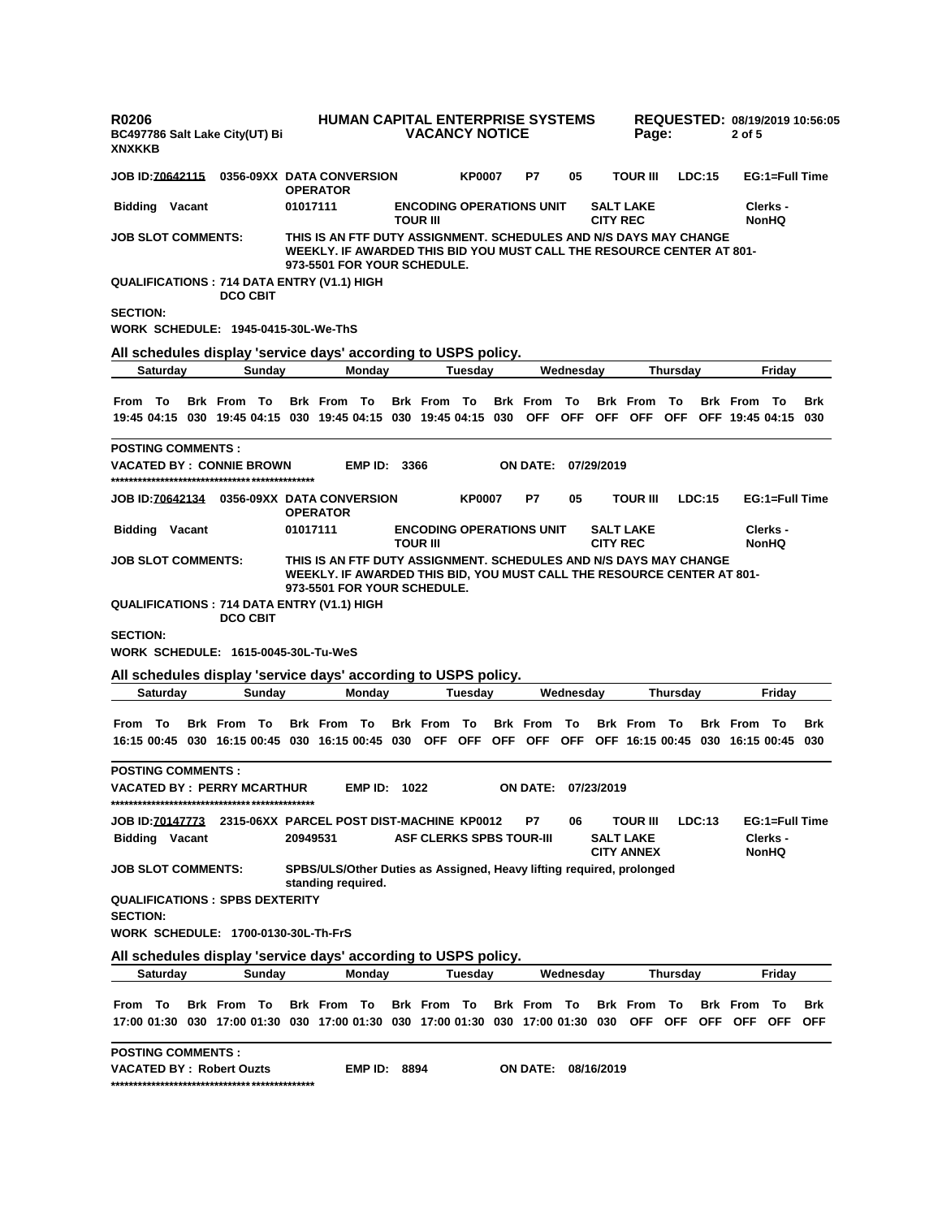**JOB ID:70642115** 0356-09XX DATA CONVERSION OPERATOR KP0007 P7 05 TOUR III LDC:15 EG:1=Full Time

**Bidding Vacant** 01017111 ENCODING OPERATIONS UNIT TOUR III SALT LAKE CITY REC Clerks - NonHQ

**JOB SLOT COMMENTS:** THIS IS AN FTF DUTY ASSIGNMENT. SCHEDULES AND N/S DAYS MAY CHANGE WEEKLY. IF AWARDED THIS BID YOU MUST CALL THE RESOURCE CENTER AT 801-973-5501 FOR YOUR SCHEDULE.

**QUALIFICATIONS :** 714 DATA ENTRY (V1.1) HIGH DCO CBIT

**SECTION:**

**WORK SCHEDULE:** 1945-0415-30L-We-ThS

**All schedules display 'service days' according to USPS policy.**

| Saturday | | | Sunday | | | Monday | | | Tuesday | | | Wednesday | | | Thursday | | | Friday | | |
|---|---|---|---|---|---|---|---|---|---|---|---|---|---|---|---|---|---|---|---|---|
| From | To | Brk | From | To | Brk | From | To | Brk | From | To | Brk | From | To | Brk | From | To | Brk | From | To | Brk |
| 19:45 | 04:15 | 030 | 19:45 | 04:15 | 030 | 19:45 | 04:15 | 030 | 19:45 | 04:15 | 030 | OFF | OFF | OFF | OFF | OFF | OFF | 19:45 | 04:15 | 030 |

**POSTING COMMENTS :**

**VACATED BY :** CONNIE BROWN **EMP ID:** 3366 **ON DATE:** 07/29/2019

*********************************************

**JOB ID:70642134** 0356-09XX DATA CONVERSION OPERATOR KP0007 P7 05 TOUR III LDC:15 EG:1=Full Time

**Bidding Vacant** 01017111 ENCODING OPERATIONS UNIT TOUR III SALT LAKE CITY REC Clerks - NonHQ

**JOB SLOT COMMENTS:** THIS IS AN FTF DUTY ASSIGNMENT. SCHEDULES AND N/S DAYS MAY CHANGE WEEKLY. IF AWARDED THIS BID, YOU MUST CALL THE RESOURCE CENTER AT 801-973-5501 FOR YOUR SCHEDULE.

**QUALIFICATIONS :** 714 DATA ENTRY (V1.1) HIGH DCO CBIT

**SECTION:**

**WORK SCHEDULE:** 1615-0045-30L-Tu-WeS

**All schedules display 'service days' according to USPS policy.**

| Saturday | | | Sunday | | | Monday | | | Tuesday | | | Wednesday | | | Thursday | | | Friday | | |
|---|---|---|---|---|---|---|---|---|---|---|---|---|---|---|---|---|---|---|---|---|
| From | To | Brk | From | To | Brk | From | To | Brk | From | To | Brk | From | To | Brk | From | To | Brk | From | To | Brk |
| 16:15 | 00:45 | 030 | 16:15 | 00:45 | 030 | 16:15 | 00:45 | 030 | OFF | OFF | OFF | OFF | OFF | OFF | 16:15 | 00:45 | 030 | 16:15 | 00:45 | 030 |

**POSTING COMMENTS :**

**VACATED BY :** PERRY MCARTHUR **EMP ID:** 1022 **ON DATE:** 07/23/2019

*********************************************

**JOB ID:70147773** 2315-06XX PARCEL POST DIST-MACHINE KP0012 P7 06 TOUR III LDC:13 EG:1=Full Time

**Bidding Vacant** 20949531 ASF CLERKS SPBS TOUR-III SALT LAKE CITY ANNEX Clerks - NonHQ

**JOB SLOT COMMENTS:** SPBS/ULS/Other Duties as Assigned, Heavy lifting required, prolonged standing required.

**QUALIFICATIONS :** SPBS DEXTERITY

**SECTION:**

**WORK SCHEDULE:** 1700-0130-30L-Th-FrS

**All schedules display 'service days' according to USPS policy.**

| Saturday | | | Sunday | | | Monday | | | Tuesday | | | Wednesday | | | Thursday | | | Friday | | |
|---|---|---|---|---|---|---|---|---|---|---|---|---|---|---|---|---|---|---|---|---|
| From | To | Brk | From | To | Brk | From | To | Brk | From | To | Brk | From | To | Brk | From | To | Brk | From | To | Brk |
| 17:00 | 01:30 | 030 | 17:00 | 01:30 | 030 | 17:00 | 01:30 | 030 | 17:00 | 01:30 | 030 | 17:00 | 01:30 | 030 | OFF | OFF | OFF | OFF | OFF | OFF |

**POSTING COMMENTS :**

**VACATED BY :** Robert Ouzts **EMP ID:** 8894 **ON DATE:** 08/16/2019

*********************************************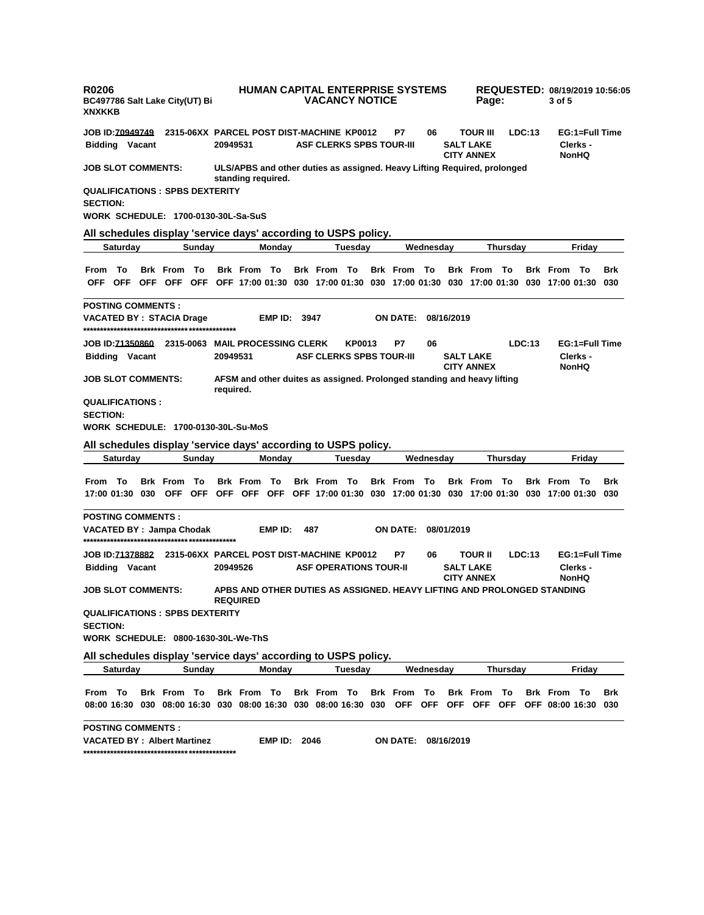**R0206** **HUMAN CAPITAL ENTERPRISE SYSTEMS** **REQUESTED: 08/19/2019 10:56:05**
**BC497786 Salt Lake City(UT) Bi** **VACANCY NOTICE**
**XNXKKB**

**JOB ID:70949749** **2315-06XX PARCEL POST DIST-MACHINE KP0012** **P7** **06** **TOUR III** **LDC:13** **EG:1=Full Time**
**Bidding Vacant** **20949531** **ASF CLERKS SPBS TOUR-III** **SALT LAKE CITY ANNEX** **Clerks - NonHQ**

**JOB SLOT COMMENTS:** **ULS/APBS and other duties as assigned. Heavy Lifting Required, prolonged standing required.**

**QUALIFICATIONS : SPBS DEXTERITY**

**SECTION:**

**WORK SCHEDULE: 1700-0130-30L-Sa-SuS**

**All schedules display 'service days' according to USPS policy.**

| Saturday | | | Sunday | | | Monday | | | Tuesday | | | Wednesday | | | Thursday | | | Friday | | |
|---|---|---|---|---|---|---|---|---|---|---|---|---|---|---|---|---|---|---|---|---|
| From | To | Brk | From | To | Brk | From | To | Brk | From | To | Brk | From | To | Brk | From | To | Brk | From | To | Brk |
| OFF | OFF | OFF | OFF | OFF | OFF | 17:00 | 01:30 | 030 | 17:00 | 01:30 | 030 | 17:00 | 01:30 | 030 | 17:00 | 01:30 | 030 | 17:00 | 01:30 | 030 |

**POSTING COMMENTS :**

**VACATED BY : STACIA Drage** **EMP ID: 3947** **ON DATE: 08/16/2019**

**********************************************

**JOB ID:71350860** **2315-0063 MAIL PROCESSING CLERK** **KP0013** **P7** **06** **LDC:13** **EG:1=Full Time**
**Bidding Vacant** **20949531** **ASF CLERKS SPBS TOUR-III** **SALT LAKE CITY ANNEX** **Clerks - NonHQ**

**JOB SLOT COMMENTS:** **AFSM and other duites as assigned. Prolonged standing and heavy lifting required.**

**QUALIFICATIONS :**

**SECTION:**

**WORK SCHEDULE: 1700-0130-30L-Su-MoS**

**All schedules display 'service days' according to USPS policy.**

| Saturday | | | Sunday | | | Monday | | | Tuesday | | | Wednesday | | | Thursday | | | Friday | | |
|---|---|---|---|---|---|---|---|---|---|---|---|---|---|---|---|---|---|---|---|---|
| From | To | Brk | From | To | Brk | From | To | Brk | From | To | Brk | From | To | Brk | From | To | Brk | From | To | Brk |
| 17:00 | 01:30 | 030 | OFF | OFF | OFF | OFF | OFF | OFF | 17:00 | 01:30 | 030 | 17:00 | 01:30 | 030 | 17:00 | 01:30 | 030 | 17:00 | 01:30 | 030 |

**POSTING COMMENTS :**

**VACATED BY : Jampa Chodak** **EMP ID: 487** **ON DATE: 08/01/2019**

**********************************************

**JOB ID:71378882** **2315-06XX PARCEL POST DIST-MACHINE KP0012** **P7** **06** **TOUR II** **LDC:13** **EG:1=Full Time**
**Bidding Vacant** **20949526** **ASF OPERATIONS TOUR-II** **SALT LAKE CITY ANNEX** **Clerks - NonHQ**

**JOB SLOT COMMENTS:** **APBS AND OTHER DUTIES AS ASSIGNED. HEAVY LIFTING AND PROLONGED STANDING REQUIRED**

**QUALIFICATIONS : SPBS DEXTERITY**

**SECTION:**

**WORK SCHEDULE: 0800-1630-30L-We-ThS**

**All schedules display 'service days' according to USPS policy.**

| Saturday | | | Sunday | | | Monday | | | Tuesday | | | Wednesday | | | Thursday | | | Friday | | |
|---|---|---|---|---|---|---|---|---|---|---|---|---|---|---|---|---|---|---|---|---|
| From | To | Brk | From | To | Brk | From | To | Brk | From | To | Brk | From | To | Brk | From | To | Brk | From | To | Brk |
| 08:00 | 16:30 | 030 | 08:00 | 16:30 | 030 | 08:00 | 16:30 | 030 | 08:00 | 16:30 | 030 | OFF | OFF | OFF | OFF | OFF | OFF | 08:00 | 16:30 | 030 |

**POSTING COMMENTS :**

**VACATED BY : Albert Martinez** **EMP ID: 2046** **ON DATE: 08/16/2019**

**********************************************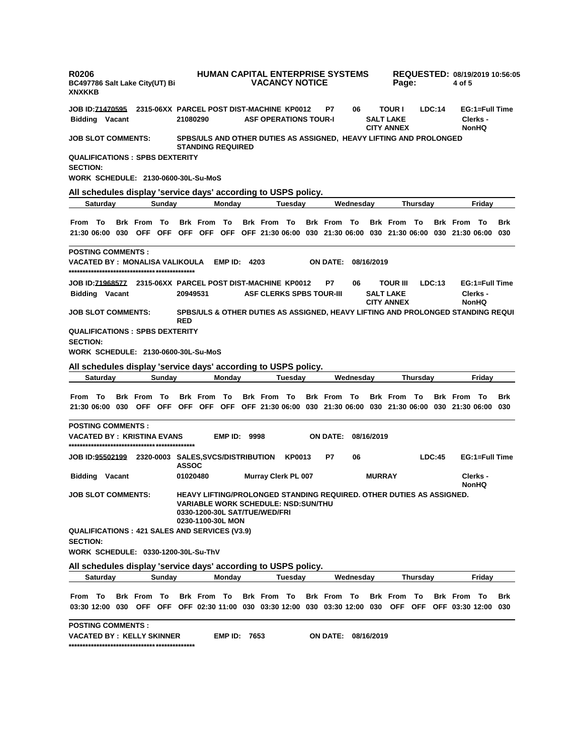**R0206** **HUMAN CAPITAL ENTERPRISE SYSTEMS** **REQUESTED: 08/19/2019 10:56:05**
**BC497786 Salt Lake City(UT) Bi** **VACANCY NOTICE**
**XNXKKB**

**JOB ID:71470595** **2315-06XX PARCEL POST DIST-MACHINE KP0012** **P7** **06** **TOUR I** **LDC:14** **EG:1=Full Time**
**Bidding Vacant** **21080290** **ASF OPERATIONS TOUR-I** **SALT LAKE CITY ANNEX** **Clerks - NonHQ**

**JOB SLOT COMMENTS:** **SPBS/ULS AND OTHER DUTIES AS ASSIGNED, HEAVY LIFTING AND PROLONGED STANDING REQUIRED**

**QUALIFICATIONS : SPBS DEXTERITY**

**SECTION:**

**WORK SCHEDULE: 2130-0600-30L-Su-MoS**

**All schedules display 'service days' according to USPS policy.**

| Saturday | | | Sunday | | | Monday | | | Tuesday | | | Wednesday | | | Thursday | | | Friday | | |
|---|---|---|---|---|---|---|---|---|---|---|---|---|---|---|---|---|---|---|---|---|
| From | To | Brk | From | To | Brk | From | To | Brk | From | To | Brk | From | To | Brk | From | To | Brk | From | To | Brk |
| 21:30 | 06:00 | 030 | OFF | OFF | OFF | OFF | OFF | OFF | 21:30 | 06:00 | 030 | 21:30 | 06:00 | 030 | 21:30 | 06:00 | 030 | 21:30 | 06:00 | 030 |

**POSTING COMMENTS :**

**VACATED BY : MONALISA VALIKOULA** **EMP ID: 4203** **ON DATE: 08/16/2019**

*********************************************

**JOB ID:71968577** **2315-06XX PARCEL POST DIST-MACHINE KP0012** **P7** **06** **TOUR III** **LDC:13** **EG:1=Full Time**
**Bidding Vacant** **20949531** **ASF CLERKS SPBS TOUR-III** **SALT LAKE CITY ANNEX** **Clerks - NonHQ**

**JOB SLOT COMMENTS:** **SPBS/ULS & OTHER DUTIES AS ASSIGNED, HEAVY LIFTING AND PROLONGED STANDING REQUIRED**

**QUALIFICATIONS : SPBS DEXTERITY**

**SECTION:**

**WORK SCHEDULE: 2130-0600-30L-Su-MoS**

**All schedules display 'service days' according to USPS policy.**

| Saturday | | | Sunday | | | Monday | | | Tuesday | | | Wednesday | | | Thursday | | | Friday | | |
|---|---|---|---|---|---|---|---|---|---|---|---|---|---|---|---|---|---|---|---|---|
| From | To | Brk | From | To | Brk | From | To | Brk | From | To | Brk | From | To | Brk | From | To | Brk | From | To | Brk |
| 21:30 | 06:00 | 030 | OFF | OFF | OFF | OFF | OFF | OFF | 21:30 | 06:00 | 030 | 21:30 | 06:00 | 030 | 21:30 | 06:00 | 030 | 21:30 | 06:00 | 030 |

**POSTING COMMENTS :**

**VACATED BY : KRISTINA EVANS** **EMP ID: 9998** **ON DATE: 08/16/2019**

*********************************************

**JOB ID:95502199** **2320-0003 SALES,SVCS/DISTRIBUTION ASSOC** **KP0013** **P7** **06** **LDC:45** **EG:1=Full Time**
**Bidding Vacant** **01020480** **Murray Clerk PL 007** **MURRAY** **Clerks - NonHQ**

**JOB SLOT COMMENTS:** **HEAVY LIFTING/PROLONGED STANDING REQUIRED. OTHER DUTIES AS ASSIGNED.**
**VARIABLE WORK SCHEDULE: NSD:SUN/THU**
**0330-1200-30L SAT/TUE/WED/FRI**
**0230-1100-30L MON**

**QUALIFICATIONS : 421 SALES AND SERVICES (V3.9)**

**SECTION:**

**WORK SCHEDULE: 0330-1200-30L-Su-ThV**

**All schedules display 'service days' according to USPS policy.**

| Saturday | | | Sunday | | | Monday | | | Tuesday | | | Wednesday | | | Thursday | | | Friday | | |
|---|---|---|---|---|---|---|---|---|---|---|---|---|---|---|---|---|---|---|---|---|
| From | To | Brk | From | To | Brk | From | To | Brk | From | To | Brk | From | To | Brk | From | To | Brk | From | To | Brk |
| 03:30 | 12:00 | 030 | OFF | OFF | OFF | 02:30 | 11:00 | 030 | 03:30 | 12:00 | 030 | 03:30 | 12:00 | 030 | OFF | OFF | OFF | 03:30 | 12:00 | 030 |

**POSTING COMMENTS :**

**VACATED BY : KELLY SKINNER** **EMP ID: 7653** **ON DATE: 08/16/2019**

*********************************************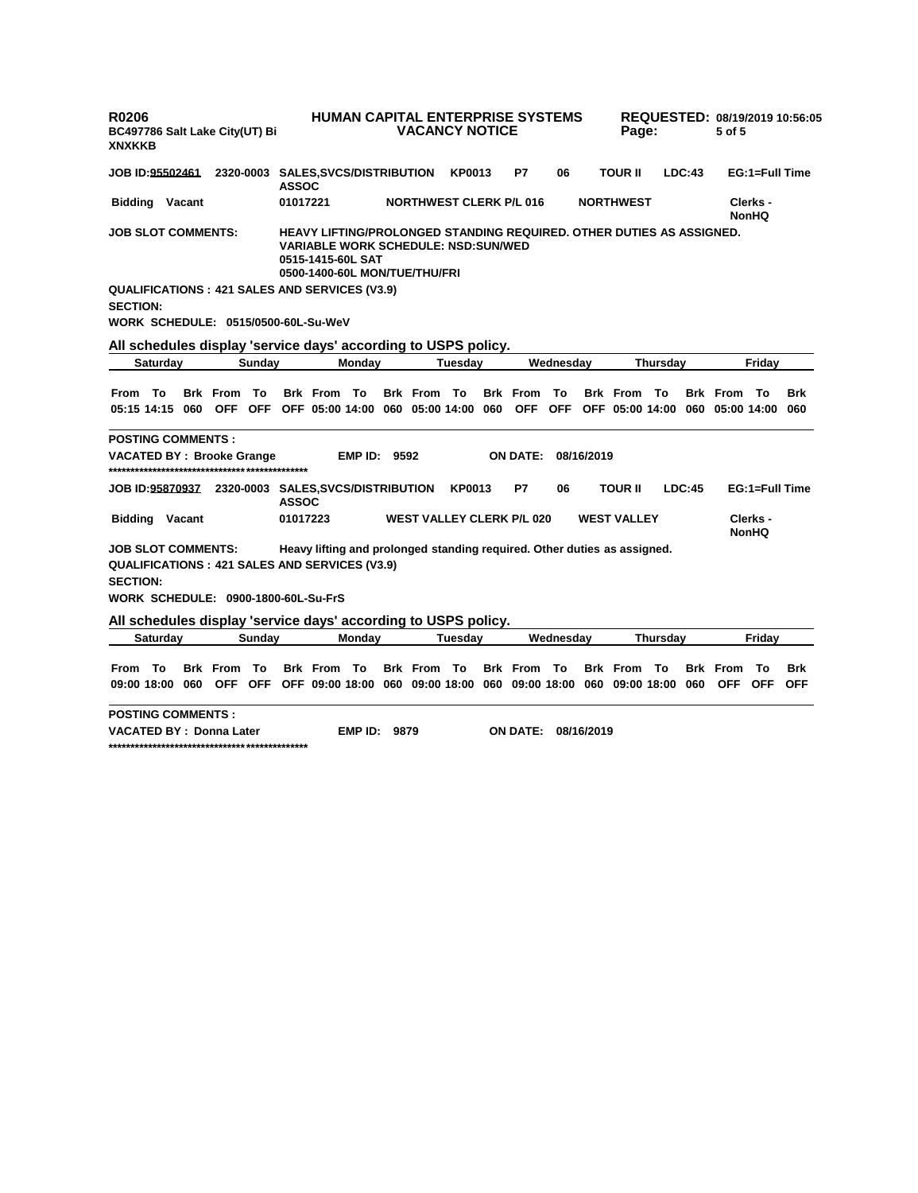**R0206** **HUMAN CAPITAL ENTERPRISE SYSTEMS** **REQUESTED: 08/19/2019 10:56:05**
**BC497786 Salt Lake City(UT) Bi** **VACANCY NOTICE**
**XNXKKB**

| | | | | | | | | |
|---|---|---|---|---|---|---|---|---|
| **JOB ID:95502461** | **2320-0003** | **SALES,SVCS/DISTRIBUTION ASSOC** | **KP0013** | **P7** | **06** | **TOUR II** | **LDC:43** | **EG:1=Full Time** |
| **Bidding Vacant** | | **01017221** | **NORTHWEST CLERK P/L 016** | | | **NORTHWEST** | | **Clerks - NonHQ** |

**JOB SLOT COMMENTS:** HEAVY LIFTING/PROLONGED STANDING REQUIRED. OTHER DUTIES AS ASSIGNED.
VARIABLE WORK SCHEDULE: NSD:SUN/WED
0515-1415-60L SAT
0500-1400-60L MON/TUE/THU/FRI

**QUALIFICATIONS : 421 SALES AND SERVICES (V3.9)**

**SECTION:**

**WORK SCHEDULE: 0515/0500-60L-Su-WeV**

**All schedules display 'service days' according to USPS policy.**

| Saturday | | | Sunday | | | Monday | | | Tuesday | | | Wednesday | | | Thursday | | | Friday | | |
|---|---|---|---|---|---|---|---|---|---|---|---|---|---|---|---|---|---|---|---|---|
| From | To | Brk | From | To | Brk | From | To | Brk | From | To | Brk | From | To | Brk | From | To | Brk | From | To | Brk |
| 05:15 | 14:15 | 060 | OFF | OFF | OFF | 05:00 | 14:00 | 060 | 05:00 | 14:00 | 060 | OFF | OFF | OFF | 05:00 | 14:00 | 060 | 05:00 | 14:00 | 060 |

**POSTING COMMENTS :**

**VACATED BY : Brooke Grange** **EMP ID: 9592** **ON DATE: 08/16/2019**

**********************************************

| | | | | | | | | |
|---|---|---|---|---|---|---|---|---|
| **JOB ID:95870937** | **2320-0003** | **SALES,SVCS/DISTRIBUTION ASSOC** | **KP0013** | **P7** | **06** | **TOUR II** | **LDC:45** | **EG:1=Full Time** |
| **Bidding Vacant** | | **01017223** | **WEST VALLEY CLERK P/L 020** | | | **WEST VALLEY** | | **Clerks - NonHQ** |

**JOB SLOT COMMENTS:** Heavy lifting and prolonged standing required. Other duties as assigned.

**QUALIFICATIONS : 421 SALES AND SERVICES (V3.9)**

**SECTION:**

**WORK SCHEDULE: 0900-1800-60L-Su-FrS**

**All schedules display 'service days' according to USPS policy.**

| Saturday | | | Sunday | | | Monday | | | Tuesday | | | Wednesday | | | Thursday | | | Friday | | |
|---|---|---|---|---|---|---|---|---|---|---|---|---|---|---|---|---|---|---|---|---|
| From | To | Brk | From | To | Brk | From | To | Brk | From | To | Brk | From | To | Brk | From | To | Brk | From | To | Brk |
| 09:00 | 18:00 | 060 | OFF | OFF | OFF | 09:00 | 18:00 | 060 | 09:00 | 18:00 | 060 | 09:00 | 18:00 | 060 | 09:00 | 18:00 | 060 | OFF | OFF | OFF |

**POSTING COMMENTS :**

**VACATED BY : Donna Later** **EMP ID: 9879** **ON DATE: 08/16/2019**

**********************************************